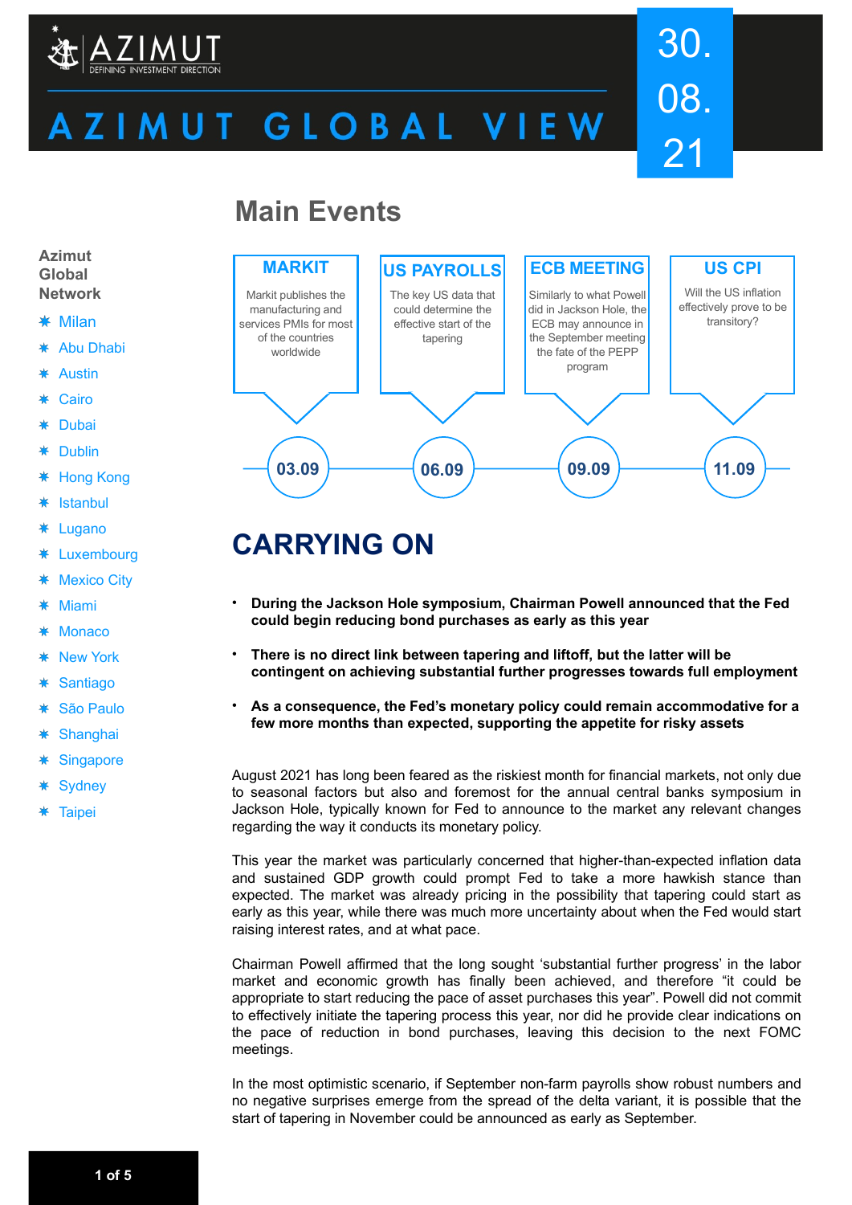# AZIMUT GLOBAL VIEW

30.08.21

## Main Events

| MARKIT | US PAYROLLS | ECB MEETING | US CPI |
|---|---|---|---|
| Markit publishes the manufacturing and services PMIs for most of the countries worldwide | The key US data that could determine the effective start of the tapering | Similarly to what Powell did in Jackson Hole, the ECB may announce in the September meeting the fate of the PEPP program | Will the US inflation effectively prove to be transitory? |
| 03.09 | 06.09 | 09.09 | 11.09 |

**Azimut Global Network**

- Milan
- Abu Dhabi
- Austin
- Cairo
- Dubai
- Dublin
- Hong Kong
- Istanbul
- Lugano
- Luxembourg
- Mexico City
- Miami
- Monaco
- New York
- Santiago
- São Paulo
- Shanghai
- Singapore
- Sydney
- Taipei

# CARRYING ON

- **During the Jackson Hole symposium, Chairman Powell announced that the Fed could begin reducing bond purchases as early as this year**
- **There is no direct link between tapering and liftoff, but the latter will be contingent on achieving substantial further progresses towards full employment**
- **As a consequence, the Fed's monetary policy could remain accommodative for a few more months than expected, supporting the appetite for risky assets**

August 2021 has long been feared as the riskiest month for financial markets, not only due to seasonal factors but also and foremost for the annual central banks symposium in Jackson Hole, typically known for Fed to announce to the market any relevant changes regarding the way it conducts its monetary policy.

This year the market was particularly concerned that higher-than-expected inflation data and sustained GDP growth could prompt Fed to take a more hawkish stance than expected. The market was already pricing in the possibility that tapering could start as early as this year, while there was much more uncertainty about when the Fed would start raising interest rates, and at what pace.

Chairman Powell affirmed that the long sought 'substantial further progress' in the labor market and economic growth has finally been achieved, and therefore "it could be appropriate to start reducing the pace of asset purchases this year". Powell did not commit to effectively initiate the tapering process this year, nor did he provide clear indications on the pace of reduction in bond purchases, leaving this decision to the next FOMC meetings.

In the most optimistic scenario, if September non-farm payrolls show robust numbers and no negative surprises emerge from the spread of the delta variant, it is possible that the start of tapering in November could be announced as early as September.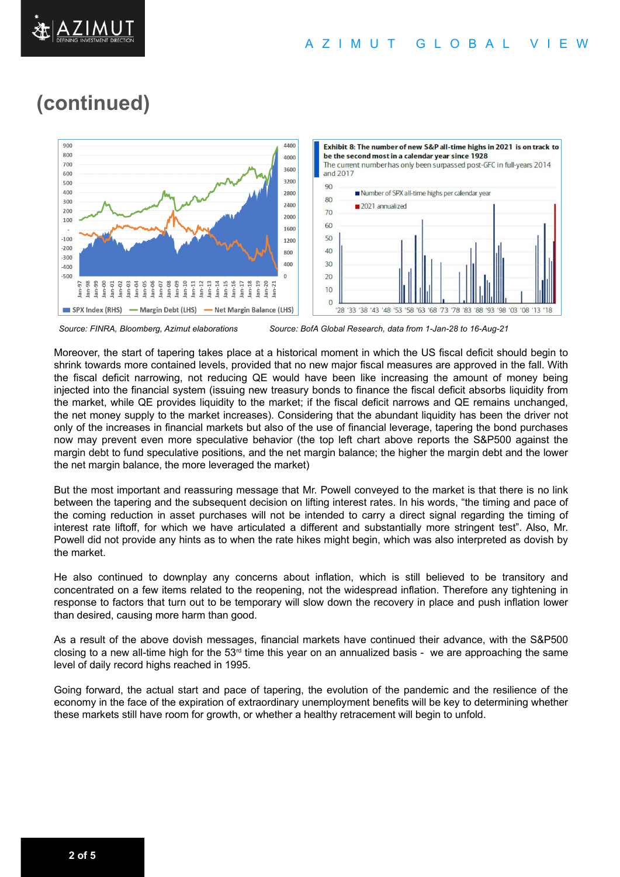# (continued)

Source: FINRA, Bloomberg, Azimut elaborations

Exhibit 8: The number of new S&P all-time highs in 2021 is on track to be the second most in a calendar year since 1928

The current number has only been surpassed post-GFC in full-years 2014 and 2017

Source: BofA Global Research, data from 1-Jan-28 to 16-Aug-21

Moreover, the start of tapering takes place at a historical moment in which the US fiscal deficit should begin to shrink towards more contained levels, provided that no new major fiscal measures are approved in the fall. With the fiscal deficit narrowing, not reducing QE would have been like increasing the amount of money being injected into the financial system (issuing new treasury bonds to finance the fiscal deficit absorbs liquidity from the market, while QE provides liquidity to the market; if the fiscal deficit narrows and QE remains unchanged, the net money supply to the market increases). Considering that the abundant liquidity has been the driver not only of the increases in financial markets but also of the use of financial leverage, tapering the bond purchases now may prevent even more speculative behavior (the top left chart above reports the S&P500 against the margin debt to fund speculative positions, and the net margin balance; the higher the margin debt and the lower the net margin balance, the more leveraged the market)

But the most important and reassuring message that Mr. Powell conveyed to the market is that there is no link between the tapering and the subsequent decision on lifting interest rates. In his words, "the timing and pace of the coming reduction in asset purchases will not be intended to carry a direct signal regarding the timing of interest rate liftoff, for which we have articulated a different and substantially more stringent test". Also, Mr. Powell did not provide any hints as to when the rate hikes might begin, which was also interpreted as dovish by the market.

He also continued to downplay any concerns about inflation, which is still believed to be transitory and concentrated on a few items related to the reopening, not the widespread inflation. Therefore any tightening in response to factors that turn out to be temporary will slow down the recovery in place and push inflation lower than desired, causing more harm than good.

As a result of the above dovish messages, financial markets have continued their advance, with the S&P500 closing to a new all-time high for the 53rd time this year on an annualized basis - we are approaching the same level of daily record highs reached in 1995.

Going forward, the actual start and pace of tapering, the evolution of the pandemic and the resilience of the economy in the face of the expiration of extraordinary unemployment benefits will be key to determining whether these markets still have room for growth, or whether a healthy retracement will begin to unfold.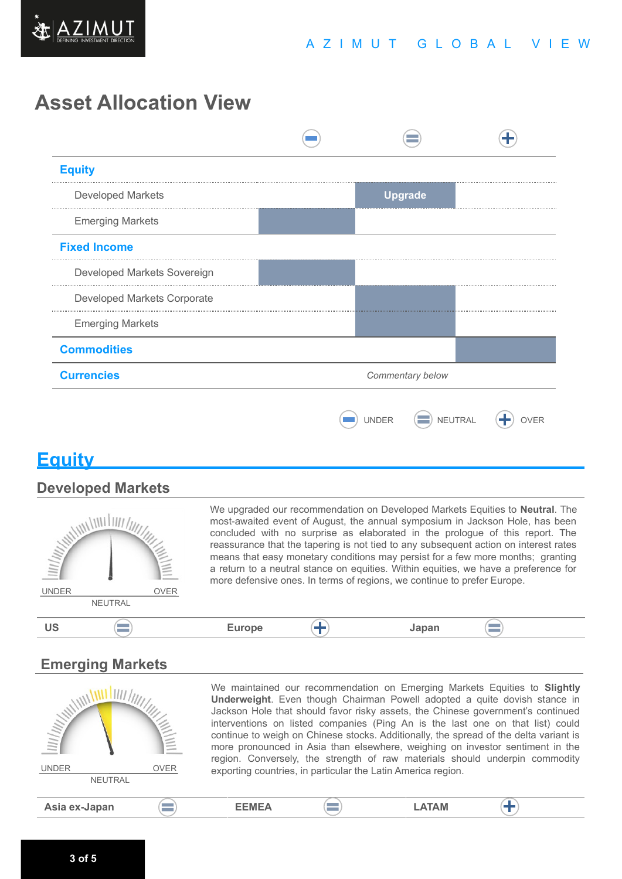# Asset Allocation View

| | UNDER (−) | NEUTRAL (=) | OVER (+) |
|---|---|---|---|
| **Equity** | | | |
| Developed Markets | | Upgrade | |
| Emerging Markets | ■ | | |
| **Fixed Income** | | | |
| Developed Markets Sovereign | ■ | | |
| Developed Markets Corporate | | ■ | |
| Emerging Markets | | ■ | |
| **Commodities** | | | ■ |
| **Currencies** | | *Commentary below* | |

UNDER | NEUTRAL | OVER

## Equity

### Developed Markets

UNDER | NEUTRAL | OVER

We upgraded our recommendation on Developed Markets Equities to **Neutral**. The most-awaited event of August, the annual symposium in Jackson Hole, has been concluded with no surprise as elaborated in the prologue of this report. The reassurance that the tapering is not tied to any subsequent action on interest rates means that easy monetary conditions may persist for a few more months; granting a return to a neutral stance on equities. Within equities, we have a preference for more defensive ones. In terms of regions, we continue to prefer Europe.

| US | Europe | Japan |
|---|---|---|
| = (Neutral) | + (Over) | = (Neutral) |

### Emerging Markets

UNDER | NEUTRAL | OVER

We maintained our recommendation on Emerging Markets Equities to **Slightly Underweight**. Even though Chairman Powell adopted a quite dovish stance in Jackson Hole that should favor risky assets, the Chinese government's continued interventions on listed companies (Ping An is the last one on that list) could continue to weigh on Chinese stocks. Additionally, the spread of the delta variant is more pronounced in Asia than elsewhere, weighing on investor sentiment in the region. Conversely, the strength of raw materials should underpin commodity exporting countries, in particular the Latin America region.

| Asia ex-Japan | EEMEA | LATAM |
|---|---|---|
| = (Neutral) | = (Neutral) | + (Over) |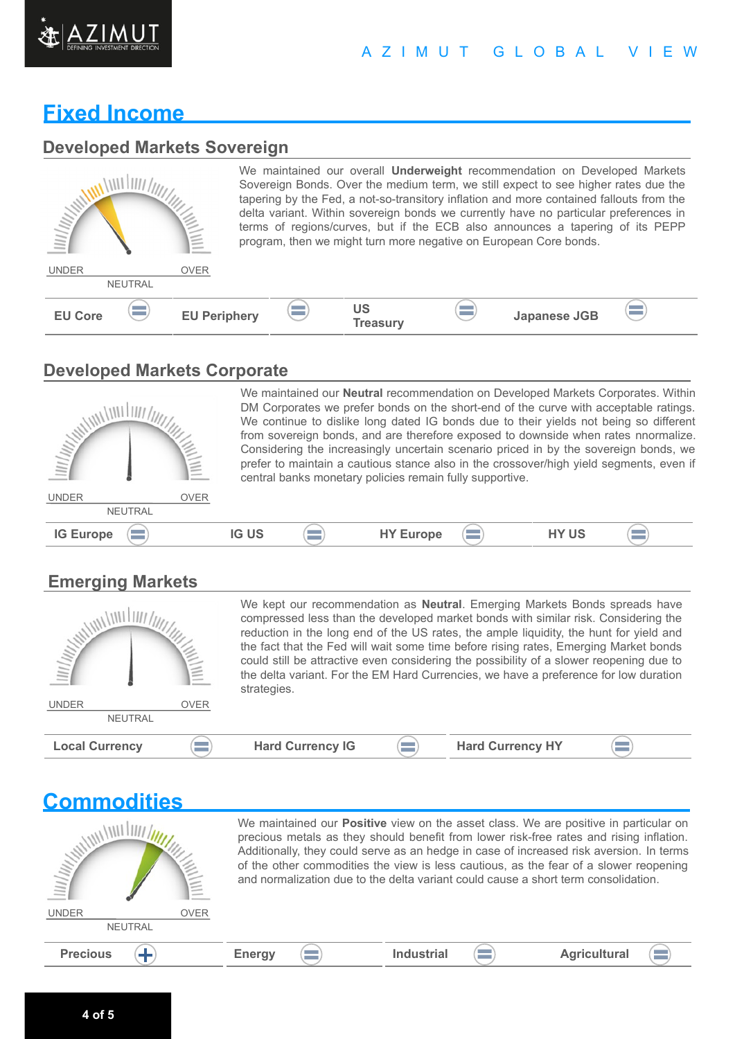# Fixed Income

## Developed Markets Sovereign

UNDER NEUTRAL OVER

We maintained our overall **Underweight** recommendation on Developed Markets Sovereign Bonds. Over the medium term, we still expect to see higher rates due the tapering by the Fed, a not-so-transitory inflation and more contained fallouts from the delta variant. Within sovereign bonds we currently have no particular preferences in terms of regions/curves, but if the ECB also announces a tapering of its PEPP program, then we might turn more negative on European Core bonds.

| EU Core | EU Periphery | US Treasury | Japanese JGB |
|---|---|---|---|
| = | = | = | = |

## Developed Markets Corporate

UNDER NEUTRAL OVER

We maintained our **Neutral** recommendation on Developed Markets Corporates. Within DM Corporates we prefer bonds on the short-end of the curve with acceptable ratings. We continue to dislike long dated IG bonds due to their yields not being so different from sovereign bonds, and are therefore exposed to downside when rates nnormalize. Considering the increasingly uncertain scenario priced in by the sovereign bonds, we prefer to maintain a cautious stance also in the crossover/high yield segments, even if central banks monetary policies remain fully supportive.

| IG Europe | IG US | HY Europe | HY US |
|---|---|---|---|
| = | = | = | = |

## Emerging Markets

UNDER NEUTRAL OVER

We kept our recommendation as **Neutral**. Emerging Markets Bonds spreads have compressed less than the developed market bonds with similar risk. Considering the reduction in the long end of the US rates, the ample liquidity, the hunt for yield and the fact that the Fed will wait some time before rising rates, Emerging Market bonds could still be attractive even considering the possibility of a slower reopening due to the delta variant. For the EM Hard Currencies, we have a preference for low duration strategies.

| Local Currency | Hard Currency IG | Hard Currency HY |
|---|---|---|
| = | = | = |

# Commodities

UNDER NEUTRAL OVER

We maintained our **Positive** view on the asset class. We are positive in particular on precious metals as they should benefit from lower risk-free rates and rising inflation. Additionally, they could serve as an hedge in case of increased risk aversion. In terms of the other commodities the view is less cautious, as the fear of a slower reopening and normalization due to the delta variant could cause a short term consolidation.

| Precious | Energy | Industrial | Agricultural |
|---|---|---|---|
| + | = | = | = |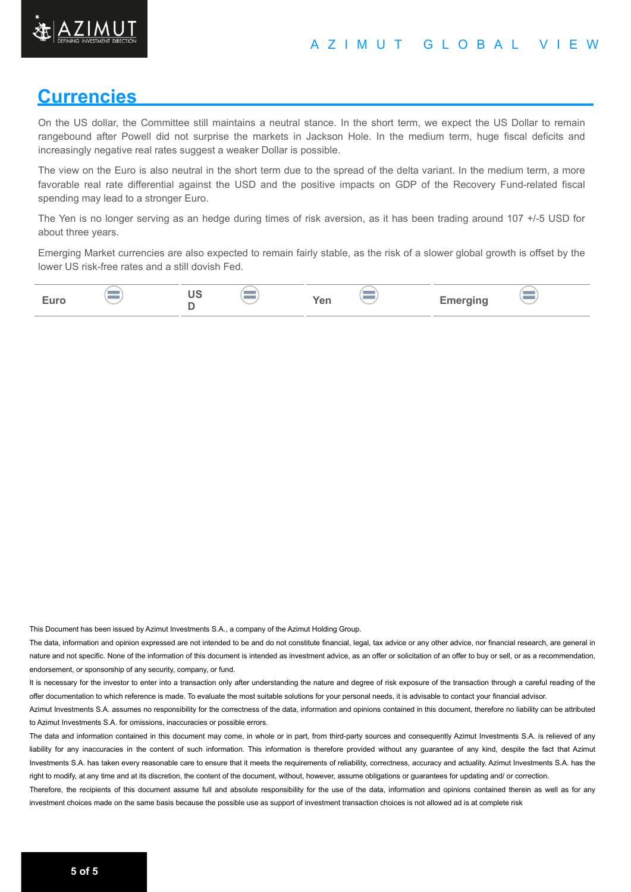## Currencies

On the US dollar, the Committee still maintains a neutral stance. In the short term, we expect the US Dollar to remain rangebound after Powell did not surprise the markets in Jackson Hole. In the medium term, huge fiscal deficits and increasingly negative real rates suggest a weaker Dollar is possible.

The view on the Euro is also neutral in the short term due to the spread of the delta variant. In the medium term, a more favorable real rate differential against the USD and the positive impacts on GDP of the Recovery Fund-related fiscal spending may lead to a stronger Euro.

The Yen is no longer serving as an hedge during times of risk aversion, as it has been trading around 107 +/-5 USD for about three years.

Emerging Market currencies are also expected to remain fairly stable, as the risk of a slower global growth is offset by the lower US risk-free rates and a still dovish Fed.

| | | | | | | | |
|---|---|---|---|---|---|---|---|
| **Euro** | = | **USD** | = | **Yen** | = | **Emerging** | = |

This Document has been issued by Azimut Investments S.A., a company of the Azimut Holding Group.

The data, information and opinion expressed are not intended to be and do not constitute financial, legal, tax advice or any other advice, nor financial research, are general in nature and not specific. None of the information of this document is intended as investment advice, as an offer or solicitation of an offer to buy or sell, or as a recommendation, endorsement, or sponsorship of any security, company, or fund.

It is necessary for the investor to enter into a transaction only after understanding the nature and degree of risk exposure of the transaction through a careful reading of the offer documentation to which reference is made. To evaluate the most suitable solutions for your personal needs, it is advisable to contact your financial advisor.

Azimut Investments S.A. assumes no responsibility for the correctness of the data, information and opinions contained in this document, therefore no liability can be attributed to Azimut Investments S.A. for omissions, inaccuracies or possible errors.

The data and information contained in this document may come, in whole or in part, from third-party sources and consequently Azimut Investments S.A. is relieved of any liability for any inaccuracies in the content of such information. This information is therefore provided without any guarantee of any kind, despite the fact that Azimut Investments S.A. has taken every reasonable care to ensure that it meets the requirements of reliability, correctness, accuracy and actuality. Azimut Investments S.A. has the right to modify, at any time and at its discretion, the content of the document, without, however, assume obligations or guarantees for updating and/ or correction.

Therefore, the recipients of this document assume full and absolute responsibility for the use of the data, information and opinions contained therein as well as for any investment choices made on the same basis because the possible use as support of investment transaction choices is not allowed ad is at complete risk